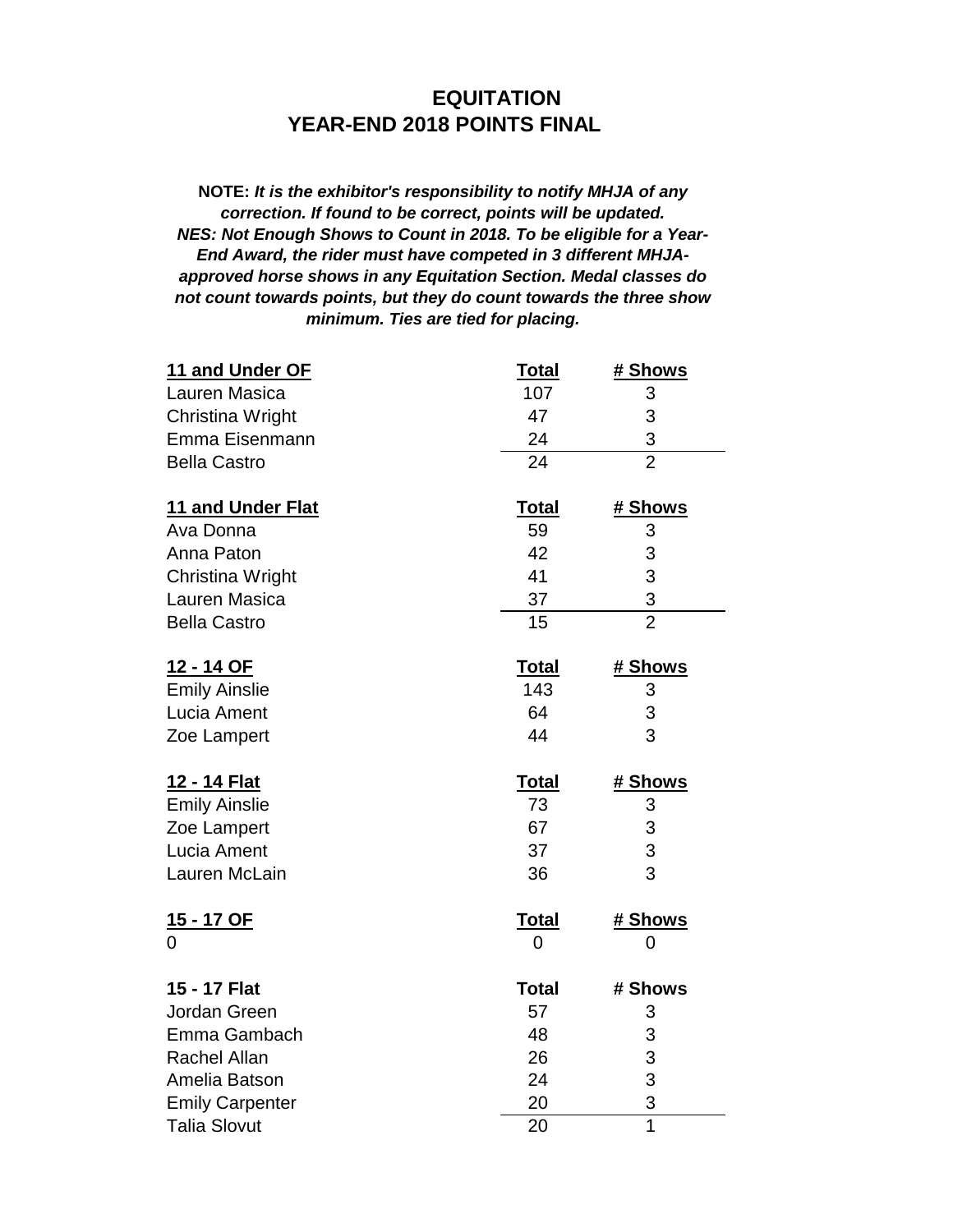# EQUITATION
# YEAR-END 2018 POINTS FINAL

**NOTE:** ***It is the exhibitor's responsibility to notify MHJA of any correction. If found to be correct, points will be updated. NES: Not Enough Shows to Count in 2018. To be eligible for a Year-End Award, the rider must have competed in 3 different MHJA-approved horse shows in any Equitation Section. Medal classes do not count towards points, but they do count towards the three show minimum. Ties are tied for placing.***

| 11 and Under OF | Total | # Shows |
|---|---|---|
| Lauren Masica | 107 | 3 |
| Christina Wright | 47 | 3 |
| Emma Eisenmann | 24 | 3 |
| Bella Castro | 24 | 2 |

| 11 and Under Flat | Total | # Shows |
|---|---|---|
| Ava Donna | 59 | 3 |
| Anna Paton | 42 | 3 |
| Christina Wright | 41 | 3 |
| Lauren Masica | 37 | 3 |
| Bella Castro | 15 | 2 |

| 12 - 14 OF | Total | # Shows |
|---|---|---|
| Emily Ainslie | 143 | 3 |
| Lucia Ament | 64 | 3 |
| Zoe Lampert | 44 | 3 |

| 12 - 14 Flat | Total | # Shows |
|---|---|---|
| Emily Ainslie | 73 | 3 |
| Zoe Lampert | 67 | 3 |
| Lucia Ament | 37 | 3 |
| Lauren McLain | 36 | 3 |

| 15 - 17 OF | Total | # Shows |
|---|---|---|
| 0 | 0 | 0 |

| 15 - 17 Flat | Total | # Shows |
|---|---|---|
| Jordan Green | 57 | 3 |
| Emma Gambach | 48 | 3 |
| Rachel Allan | 26 | 3 |
| Amelia Batson | 24 | 3 |
| Emily Carpenter | 20 | 3 |
| Talia Slovut | 20 | 1 |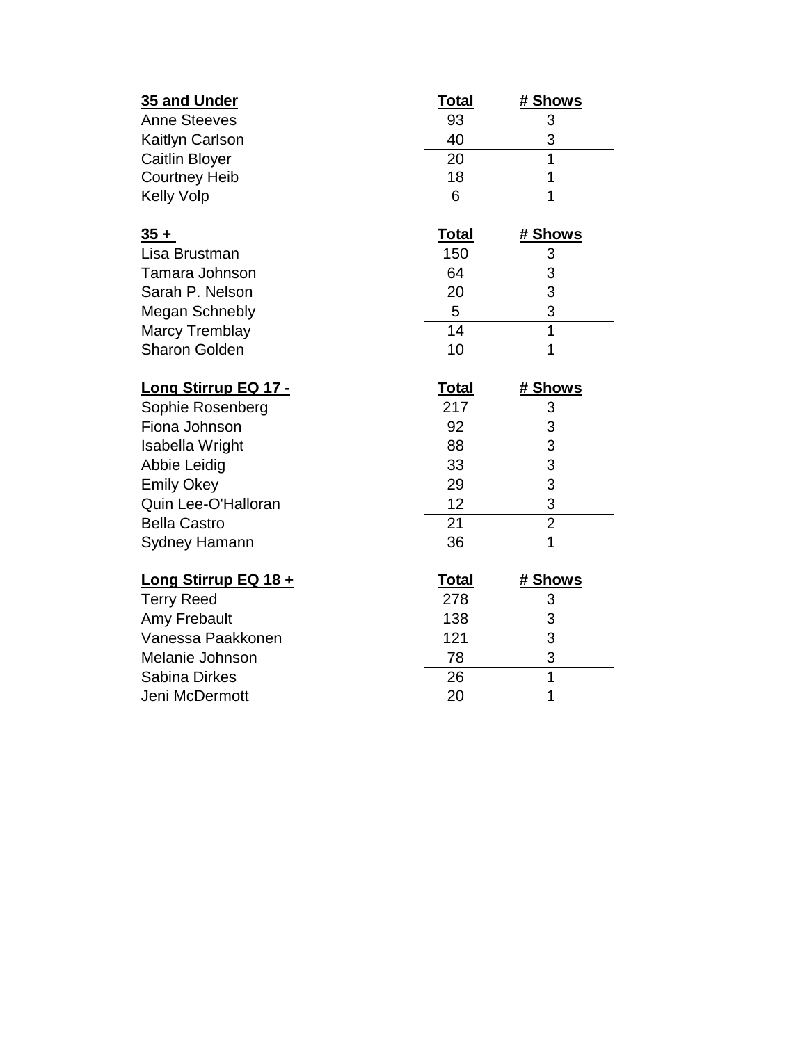| 35 and Under | Total | # Shows |
|---|---|---|
| Anne Steeves | 93 | 3 |
| Kaitlyn Carlson | 40 | 3 |
| Caitlin Bloyer | 20 | 1 |
| Courtney Heib | 18 | 1 |
| Kelly Volp | 6 | 1 |

| 35 + | Total | # Shows |
|---|---|---|
| Lisa Brustman | 150 | 3 |
| Tamara Johnson | 64 | 3 |
| Sarah P. Nelson | 20 | 3 |
| Megan Schnebly | 5 | 3 |
| Marcy Tremblay | 14 | 1 |
| Sharon Golden | 10 | 1 |

| Long Stirrup EQ 17 - | Total | # Shows |
|---|---|---|
| Sophie Rosenberg | 217 | 3 |
| Fiona Johnson | 92 | 3 |
| Isabella Wright | 88 | 3 |
| Abbie Leidig | 33 | 3 |
| Emily Okey | 29 | 3 |
| Quin Lee-O'Halloran | 12 | 3 |
| Bella Castro | 21 | 2 |
| Sydney Hamann | 36 | 1 |

| Long Stirrup EQ 18 + | Total | # Shows |
|---|---|---|
| Terry Reed | 278 | 3 |
| Amy Frebault | 138 | 3 |
| Vanessa Paakkonen | 121 | 3 |
| Melanie Johnson | 78 | 3 |
| Sabina Dirkes | 26 | 1 |
| Jeni McDermott | 20 | 1 |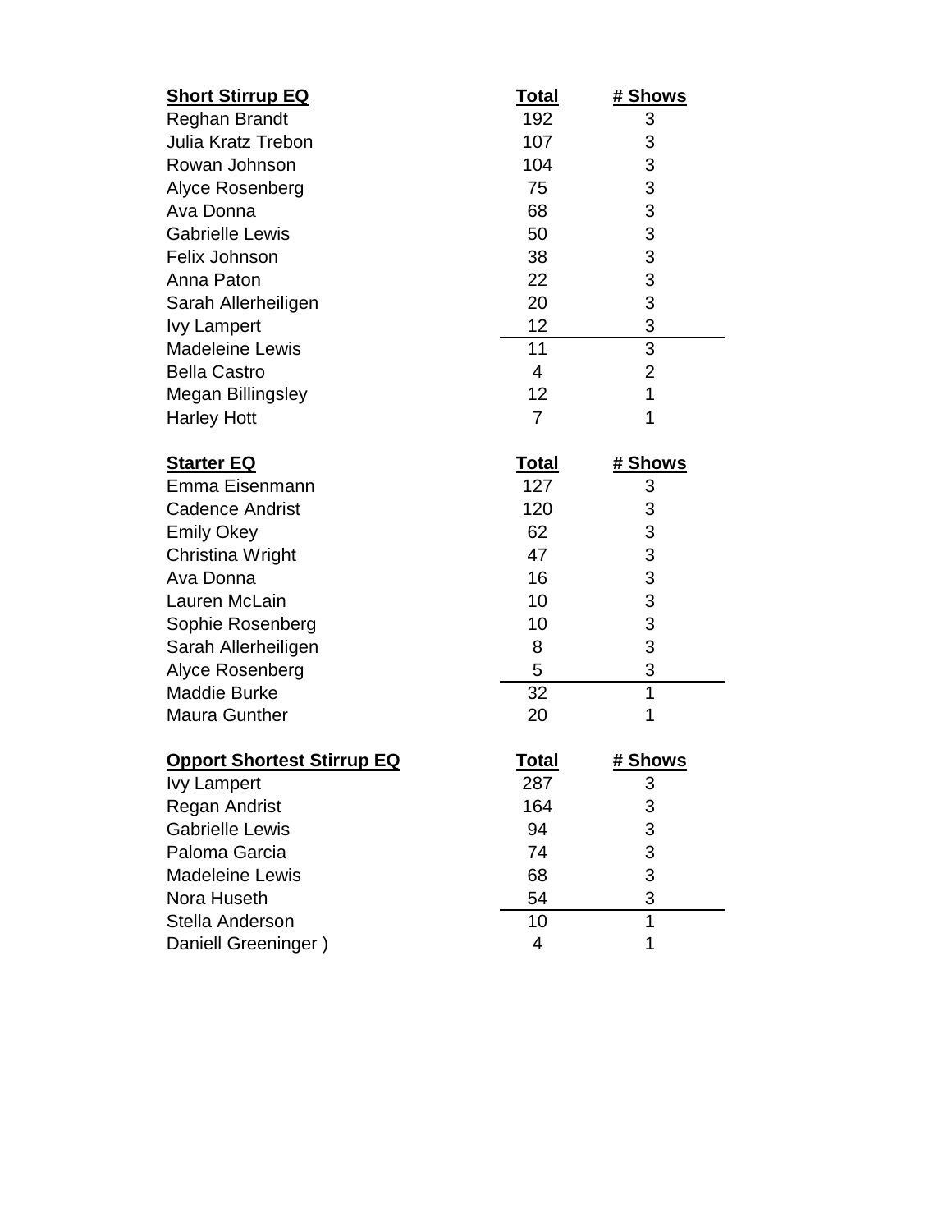| Short Stirrup EQ | Total | # Shows |
|---|---|---|
| Reghan Brandt | 192 | 3 |
| Julia Kratz Trebon | 107 | 3 |
| Rowan Johnson | 104 | 3 |
| Alyce Rosenberg | 75 | 3 |
| Ava Donna | 68 | 3 |
| Gabrielle Lewis | 50 | 3 |
| Felix Johnson | 38 | 3 |
| Anna Paton | 22 | 3 |
| Sarah Allerheiligen | 20 | 3 |
| Ivy Lampert | 12 | 3 |
| Madeleine Lewis | 11 | 3 |
| Bella Castro | 4 | 2 |
| Megan Billingsley | 12 | 1 |
| Harley Hott | 7 | 1 |

| Starter EQ | Total | # Shows |
|---|---|---|
| Emma Eisenmann | 127 | 3 |
| Cadence Andrist | 120 | 3 |
| Emily Okey | 62 | 3 |
| Christina Wright | 47 | 3 |
| Ava Donna | 16 | 3 |
| Lauren McLain | 10 | 3 |
| Sophie Rosenberg | 10 | 3 |
| Sarah Allerheiligen | 8 | 3 |
| Alyce Rosenberg | 5 | 3 |
| Maddie Burke | 32 | 1 |
| Maura Gunther | 20 | 1 |

| Opport Shortest Stirrup EQ | Total | # Shows |
|---|---|---|
| Ivy Lampert | 287 | 3 |
| Regan Andrist | 164 | 3 |
| Gabrielle Lewis | 94 | 3 |
| Paloma Garcia | 74 | 3 |
| Madeleine Lewis | 68 | 3 |
| Nora Huseth | 54 | 3 |
| Stella Anderson | 10 | 1 |
| Daniell Greeninger ) | 4 | 1 |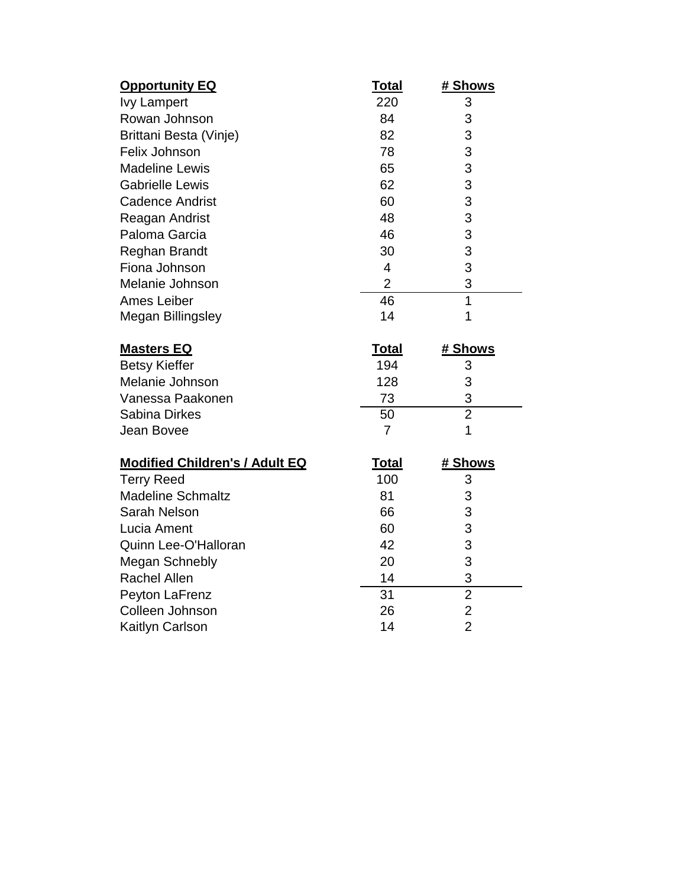| Opportunity EQ | Total | # Shows |
|---|---|---|
| Ivy Lampert | 220 | 3 |
| Rowan Johnson | 84 | 3 |
| Brittani Besta (Vinje) | 82 | 3 |
| Felix Johnson | 78 | 3 |
| Madeline Lewis | 65 | 3 |
| Gabrielle Lewis | 62 | 3 |
| Cadence Andrist | 60 | 3 |
| Reagan Andrist | 48 | 3 |
| Paloma Garcia | 46 | 3 |
| Reghan Brandt | 30 | 3 |
| Fiona Johnson | 4 | 3 |
| Melanie Johnson | 2 | 3 |
| Ames Leiber | 46 | 1 |
| Megan Billingsley | 14 | 1 |

| Masters EQ | Total | # Shows |
|---|---|---|
| Betsy Kieffer | 194 | 3 |
| Melanie Johnson | 128 | 3 |
| Vanessa Paakonen | 73 | 3 |
| Sabina Dirkes | 50 | 2 |
| Jean Bovee | 7 | 1 |

| Modified Children's / Adult EQ | Total | # Shows |
|---|---|---|
| Terry Reed | 100 | 3 |
| Madeline Schmaltz | 81 | 3 |
| Sarah Nelson | 66 | 3 |
| Lucia Ament | 60 | 3 |
| Quinn Lee-O'Halloran | 42 | 3 |
| Megan Schnebly | 20 | 3 |
| Rachel Allen | 14 | 3 |
| Peyton LaFrenz | 31 | 2 |
| Colleen Johnson | 26 | 2 |
| Kaitlyn Carlson | 14 | 2 |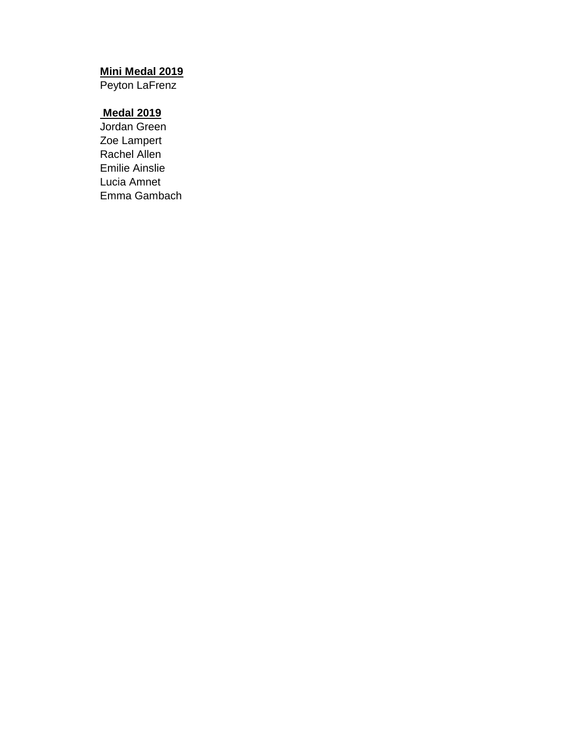**Mini Medal 2019**

Peyton LaFrenz

**Medal 2019**

Jordan Green
Zoe Lampert
Rachel Allen
Emilie Ainslie
Lucia Amnet
Emma Gambach